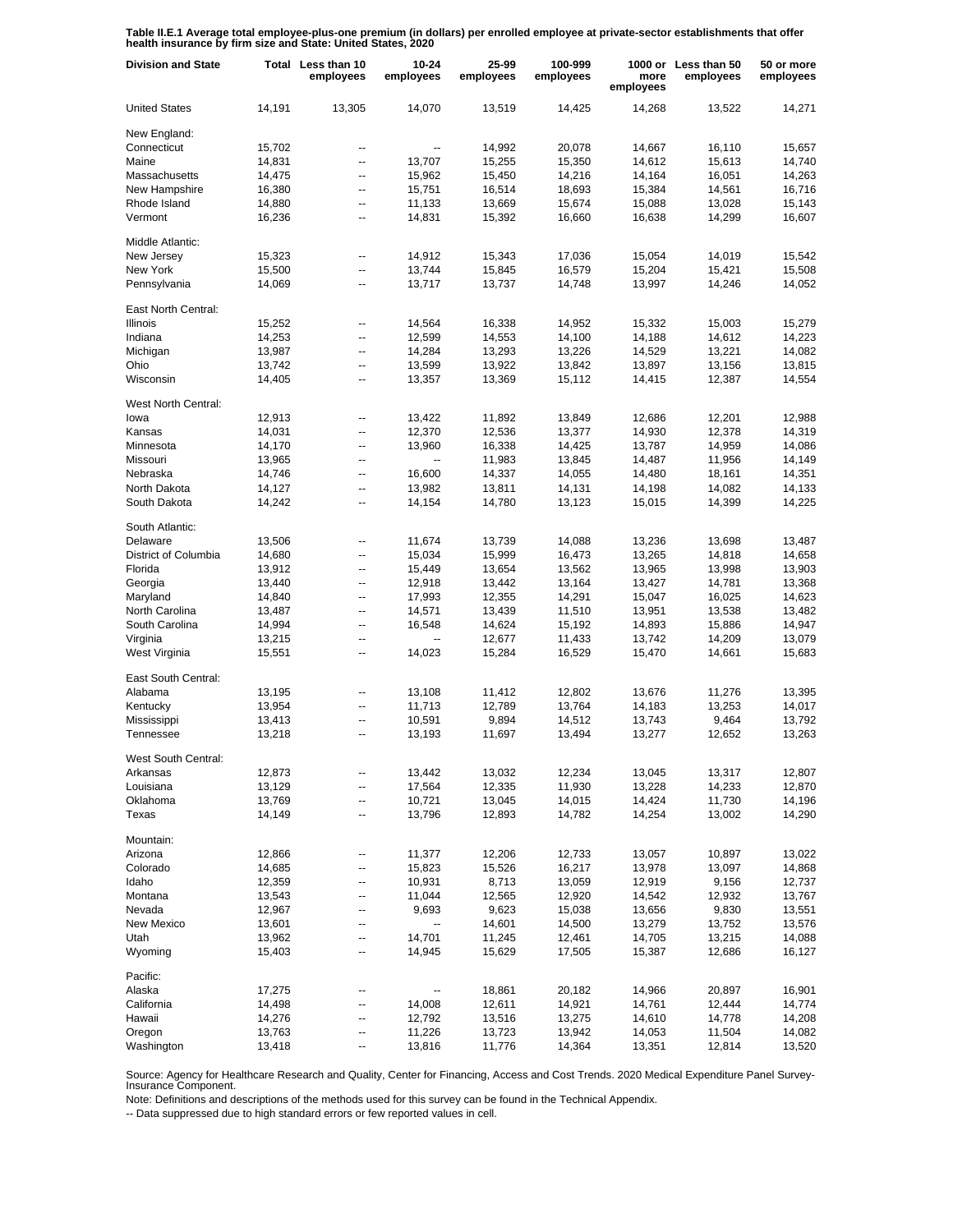**Table II.E.1 Average total employee-plus-one premium (in dollars) per enrolled employee at private-sector establishments that offer health insurance by firm size and State: United States, 2020**

| Division and State | Total | Less than 10 employees | 10-24 employees | 25-99 employees | 100-999 employees | 1000 or more employees | Less than 50 employees | 50 or more employees |
|---|---|---|---|---|---|---|---|---|
| United States | 14,191 | 13,305 | 14,070 | 13,519 | 14,425 | 14,268 | 13,522 | 14,271 |
| New England: | | | | | | | | |
| Connecticut | 15,702 | -- | -- | 14,992 | 20,078 | 14,667 | 16,110 | 15,657 |
| Maine | 14,831 | -- | 13,707 | 15,255 | 15,350 | 14,612 | 15,613 | 14,740 |
| Massachusetts | 14,475 | -- | 15,962 | 15,450 | 14,216 | 14,164 | 16,051 | 14,263 |
| New Hampshire | 16,380 | -- | 15,751 | 16,514 | 18,693 | 15,384 | 14,561 | 16,716 |
| Rhode Island | 14,880 | -- | 11,133 | 13,669 | 15,674 | 15,088 | 13,028 | 15,143 |
| Vermont | 16,236 | -- | 14,831 | 15,392 | 16,660 | 16,638 | 14,299 | 16,607 |
| Middle Atlantic: | | | | | | | | |
| New Jersey | 15,323 | -- | 14,912 | 15,343 | 17,036 | 15,054 | 14,019 | 15,542 |
| New York | 15,500 | -- | 13,744 | 15,845 | 16,579 | 15,204 | 15,421 | 15,508 |
| Pennsylvania | 14,069 | -- | 13,717 | 13,737 | 14,748 | 13,997 | 14,246 | 14,052 |
| East North Central: | | | | | | | | |
| Illinois | 15,252 | -- | 14,564 | 16,338 | 14,952 | 15,332 | 15,003 | 15,279 |
| Indiana | 14,253 | -- | 12,599 | 14,553 | 14,100 | 14,188 | 14,612 | 14,223 |
| Michigan | 13,987 | -- | 14,284 | 13,293 | 13,226 | 14,529 | 13,221 | 14,082 |
| Ohio | 13,742 | -- | 13,599 | 13,922 | 13,842 | 13,897 | 13,156 | 13,815 |
| Wisconsin | 14,405 | -- | 13,357 | 13,369 | 15,112 | 14,415 | 12,387 | 14,554 |
| West North Central: | | | | | | | | |
| Iowa | 12,913 | -- | 13,422 | 11,892 | 13,849 | 12,686 | 12,201 | 12,988 |
| Kansas | 14,031 | -- | 12,370 | 12,536 | 13,377 | 14,930 | 12,378 | 14,319 |
| Minnesota | 14,170 | -- | 13,960 | 16,338 | 14,425 | 13,787 | 14,959 | 14,086 |
| Missouri | 13,965 | -- | -- | 11,983 | 13,845 | 14,487 | 11,956 | 14,149 |
| Nebraska | 14,746 | -- | 16,600 | 14,337 | 14,055 | 14,480 | 18,161 | 14,351 |
| North Dakota | 14,127 | -- | 13,982 | 13,811 | 14,131 | 14,198 | 14,082 | 14,133 |
| South Dakota | 14,242 | -- | 14,154 | 14,780 | 13,123 | 15,015 | 14,399 | 14,225 |
| South Atlantic: | | | | | | | | |
| Delaware | 13,506 | -- | 11,674 | 13,739 | 14,088 | 13,236 | 13,698 | 13,487 |
| District of Columbia | 14,680 | -- | 15,034 | 15,999 | 16,473 | 13,265 | 14,818 | 14,658 |
| Florida | 13,912 | -- | 15,449 | 13,654 | 13,562 | 13,965 | 13,998 | 13,903 |
| Georgia | 13,440 | -- | 12,918 | 13,442 | 13,164 | 13,427 | 14,781 | 13,368 |
| Maryland | 14,840 | -- | 17,993 | 12,355 | 14,291 | 15,047 | 16,025 | 14,623 |
| North Carolina | 13,487 | -- | 14,571 | 13,439 | 11,510 | 13,951 | 13,538 | 13,482 |
| South Carolina | 14,994 | -- | 16,548 | 14,624 | 15,192 | 14,893 | 15,886 | 14,947 |
| Virginia | 13,215 | -- | -- | 12,677 | 11,433 | 13,742 | 14,209 | 13,079 |
| West Virginia | 15,551 | -- | 14,023 | 15,284 | 16,529 | 15,470 | 14,661 | 15,683 |
| East South Central: | | | | | | | | |
| Alabama | 13,195 | -- | 13,108 | 11,412 | 12,802 | 13,676 | 11,276 | 13,395 |
| Kentucky | 13,954 | -- | 11,713 | 12,789 | 13,764 | 14,183 | 13,253 | 14,017 |
| Mississippi | 13,413 | -- | 10,591 | 9,894 | 14,512 | 13,743 | 9,464 | 13,792 |
| Tennessee | 13,218 | -- | 13,193 | 11,697 | 13,494 | 13,277 | 12,652 | 13,263 |
| West South Central: | | | | | | | | |
| Arkansas | 12,873 | -- | 13,442 | 13,032 | 12,234 | 13,045 | 13,317 | 12,807 |
| Louisiana | 13,129 | -- | 17,564 | 12,335 | 11,930 | 13,228 | 14,233 | 12,870 |
| Oklahoma | 13,769 | -- | 10,721 | 13,045 | 14,015 | 14,424 | 11,730 | 14,196 |
| Texas | 14,149 | -- | 13,796 | 12,893 | 14,782 | 14,254 | 13,002 | 14,290 |
| Mountain: | | | | | | | | |
| Arizona | 12,866 | -- | 11,377 | 12,206 | 12,733 | 13,057 | 10,897 | 13,022 |
| Colorado | 14,685 | -- | 15,823 | 15,526 | 16,217 | 13,978 | 13,097 | 14,868 |
| Idaho | 12,359 | -- | 10,931 | 8,713 | 13,059 | 12,919 | 9,156 | 12,737 |
| Montana | 13,543 | -- | 11,044 | 12,565 | 12,920 | 14,542 | 12,932 | 13,767 |
| Nevada | 12,967 | -- | 9,693 | 9,623 | 15,038 | 13,656 | 9,830 | 13,551 |
| New Mexico | 13,601 | -- | -- | 14,601 | 14,500 | 13,279 | 13,752 | 13,576 |
| Utah | 13,962 | -- | 14,701 | 11,245 | 12,461 | 14,705 | 13,215 | 14,088 |
| Wyoming | 15,403 | -- | 14,945 | 15,629 | 17,505 | 15,387 | 12,686 | 16,127 |
| Pacific: | | | | | | | | |
| Alaska | 17,275 | -- | -- | 18,861 | 20,182 | 14,966 | 20,897 | 16,901 |
| California | 14,498 | -- | 14,008 | 12,611 | 14,921 | 14,761 | 12,444 | 14,774 |
| Hawaii | 14,276 | -- | 12,792 | 13,516 | 13,275 | 14,610 | 14,778 | 14,208 |
| Oregon | 13,763 | -- | 11,226 | 13,723 | 13,942 | 14,053 | 11,504 | 14,082 |
| Washington | 13,418 | -- | 13,816 | 11,776 | 14,364 | 13,351 | 12,814 | 13,520 |

Source: Agency for Healthcare Research and Quality, Center for Financing, Access and Cost Trends. 2020 Medical Expenditure Panel Survey-Insurance Component.

Note: Definitions and descriptions of the methods used for this survey can be found in the Technical Appendix.

-- Data suppressed due to high standard errors or few reported values in cell.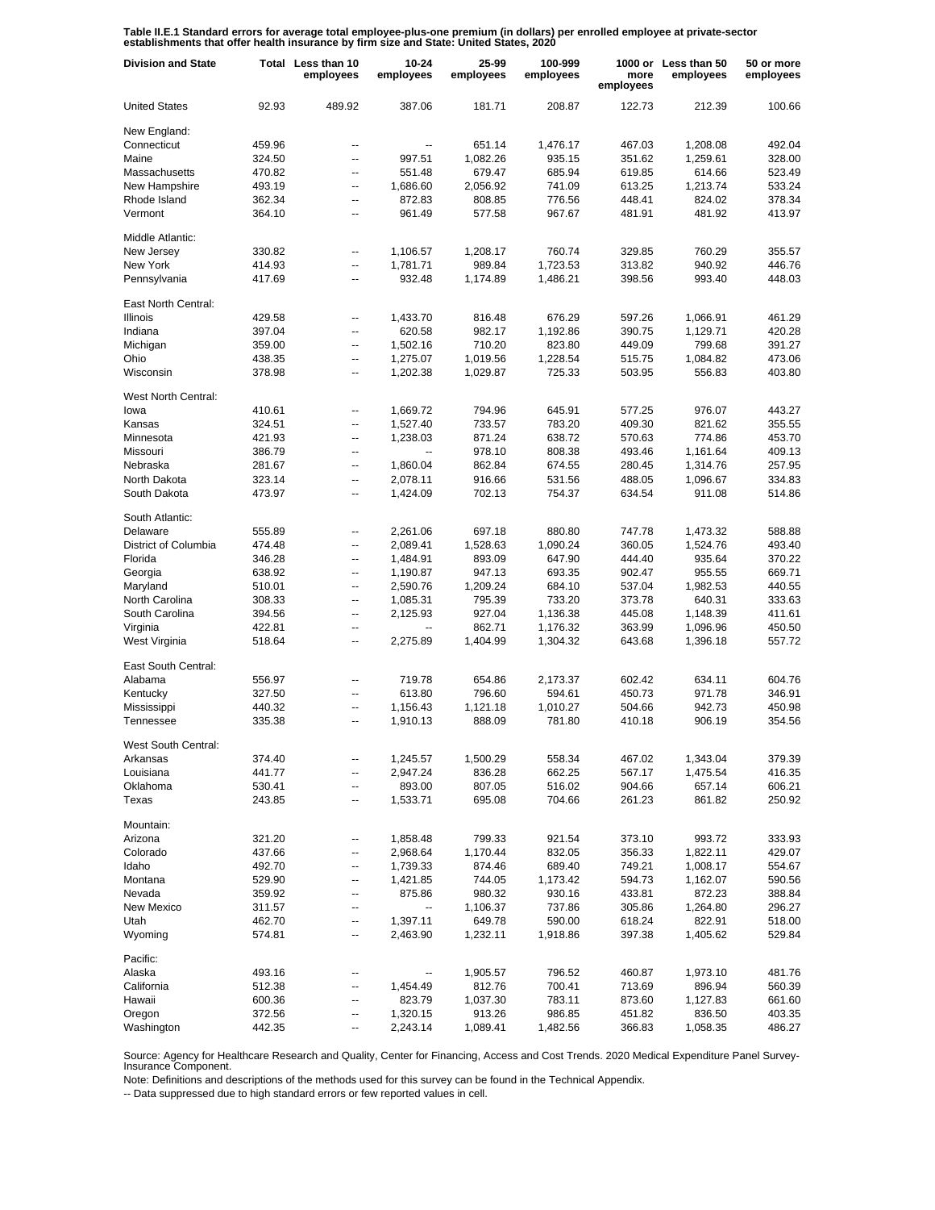**Table II.E.1 Standard errors for average total employee-plus-one premium (in dollars) per enrolled employee at private-sector establishments that offer health insurance by firm size and State: United States, 2020**

| Division and State | Total | Less than 10 employees | 10-24 employees | 25-99 employees | 100-999 employees | 1000 or more employees | Less than 50 employees | 50 or more employees |
|---|---|---|---|---|---|---|---|---|
| United States | 92.93 | 489.92 | 387.06 | 181.71 | 208.87 | 122.73 | 212.39 | 100.66 |
| New England: | | | | | | | | |
| Connecticut | 459.96 | -- | -- | 651.14 | 1,476.17 | 467.03 | 1,208.08 | 492.04 |
| Maine | 324.50 | -- | 997.51 | 1,082.26 | 935.15 | 351.62 | 1,259.61 | 328.00 |
| Massachusetts | 470.82 | -- | 551.48 | 679.47 | 685.94 | 619.85 | 614.66 | 523.49 |
| New Hampshire | 493.19 | -- | 1,686.60 | 2,056.92 | 741.09 | 613.25 | 1,213.74 | 533.24 |
| Rhode Island | 362.34 | -- | 872.83 | 808.85 | 776.56 | 448.41 | 824.02 | 378.34 |
| Vermont | 364.10 | -- | 961.49 | 577.58 | 967.67 | 481.91 | 481.92 | 413.97 |
| Middle Atlantic: | | | | | | | | |
| New Jersey | 330.82 | -- | 1,106.57 | 1,208.17 | 760.74 | 329.85 | 760.29 | 355.57 |
| New York | 414.93 | -- | 1,781.71 | 989.84 | 1,723.53 | 313.82 | 940.92 | 446.76 |
| Pennsylvania | 417.69 | -- | 932.48 | 1,174.89 | 1,486.21 | 398.56 | 993.40 | 448.03 |
| East North Central: | | | | | | | | |
| Illinois | 429.58 | -- | 1,433.70 | 816.48 | 676.29 | 597.26 | 1,066.91 | 461.29 |
| Indiana | 397.04 | -- | 620.58 | 982.17 | 1,192.86 | 390.75 | 1,129.71 | 420.28 |
| Michigan | 359.00 | -- | 1,502.16 | 710.20 | 823.80 | 449.09 | 799.68 | 391.27 |
| Ohio | 438.35 | -- | 1,275.07 | 1,019.56 | 1,228.54 | 515.75 | 1,084.82 | 473.06 |
| Wisconsin | 378.98 | -- | 1,202.38 | 1,029.87 | 725.33 | 503.95 | 556.83 | 403.80 |
| West North Central: | | | | | | | | |
| Iowa | 410.61 | -- | 1,669.72 | 794.96 | 645.91 | 577.25 | 976.07 | 443.27 |
| Kansas | 324.51 | -- | 1,527.40 | 733.57 | 783.20 | 409.30 | 821.62 | 355.55 |
| Minnesota | 421.93 | -- | 1,238.03 | 871.24 | 638.72 | 570.63 | 774.86 | 453.70 |
| Missouri | 386.79 | -- | -- | 978.10 | 808.38 | 493.46 | 1,161.64 | 409.13 |
| Nebraska | 281.67 | -- | 1,860.04 | 862.84 | 674.55 | 280.45 | 1,314.76 | 257.95 |
| North Dakota | 323.14 | -- | 2,078.11 | 916.66 | 531.56 | 488.05 | 1,096.67 | 334.83 |
| South Dakota | 473.97 | -- | 1,424.09 | 702.13 | 754.37 | 634.54 | 911.08 | 514.86 |
| South Atlantic: | | | | | | | | |
| Delaware | 555.89 | -- | 2,261.06 | 697.18 | 880.80 | 747.78 | 1,473.32 | 588.88 |
| District of Columbia | 474.48 | -- | 2,089.41 | 1,528.63 | 1,090.24 | 360.05 | 1,524.76 | 493.40 |
| Florida | 346.28 | -- | 1,484.91 | 893.09 | 647.90 | 444.40 | 935.64 | 370.22 |
| Georgia | 638.92 | -- | 1,190.87 | 947.13 | 693.35 | 902.47 | 955.55 | 669.71 |
| Maryland | 510.01 | -- | 2,590.76 | 1,209.24 | 684.10 | 537.04 | 1,982.53 | 440.55 |
| North Carolina | 308.33 | -- | 1,085.31 | 795.39 | 733.20 | 373.78 | 640.31 | 333.63 |
| South Carolina | 394.56 | -- | 2,125.93 | 927.04 | 1,136.38 | 445.08 | 1,148.39 | 411.61 |
| Virginia | 422.81 | -- | -- | 862.71 | 1,176.32 | 363.99 | 1,096.96 | 450.50 |
| West Virginia | 518.64 | -- | 2,275.89 | 1,404.99 | 1,304.32 | 643.68 | 1,396.18 | 557.72 |
| East South Central: | | | | | | | | |
| Alabama | 556.97 | -- | 719.78 | 654.86 | 2,173.37 | 602.42 | 634.11 | 604.76 |
| Kentucky | 327.50 | -- | 613.80 | 796.60 | 594.61 | 450.73 | 971.78 | 346.91 |
| Mississippi | 440.32 | -- | 1,156.43 | 1,121.18 | 1,010.27 | 504.66 | 942.73 | 450.98 |
| Tennessee | 335.38 | -- | 1,910.13 | 888.09 | 781.80 | 410.18 | 906.19 | 354.56 |
| West South Central: | | | | | | | | |
| Arkansas | 374.40 | -- | 1,245.57 | 1,500.29 | 558.34 | 467.02 | 1,343.04 | 379.39 |
| Louisiana | 441.77 | -- | 2,947.24 | 836.28 | 662.25 | 567.17 | 1,475.54 | 416.35 |
| Oklahoma | 530.41 | -- | 893.00 | 807.05 | 516.02 | 904.66 | 657.14 | 606.21 |
| Texas | 243.85 | -- | 1,533.71 | 695.08 | 704.66 | 261.23 | 861.82 | 250.92 |
| Mountain: | | | | | | | | |
| Arizona | 321.20 | -- | 1,858.48 | 799.33 | 921.54 | 373.10 | 993.72 | 333.93 |
| Colorado | 437.66 | -- | 2,968.64 | 1,170.44 | 832.05 | 356.33 | 1,822.11 | 429.07 |
| Idaho | 492.70 | -- | 1,739.33 | 874.46 | 689.40 | 749.21 | 1,008.17 | 554.67 |
| Montana | 529.90 | -- | 1,421.85 | 744.05 | 1,173.42 | 594.73 | 1,162.07 | 590.56 |
| Nevada | 359.92 | -- | 875.86 | 980.32 | 930.16 | 433.81 | 872.23 | 388.84 |
| New Mexico | 311.57 | -- | -- | 1,106.37 | 737.86 | 305.86 | 1,264.80 | 296.27 |
| Utah | 462.70 | -- | 1,397.11 | 649.78 | 590.00 | 618.24 | 822.91 | 518.00 |
| Wyoming | 574.81 | -- | 2,463.90 | 1,232.11 | 1,918.86 | 397.38 | 1,405.62 | 529.84 |
| Pacific: | | | | | | | | |
| Alaska | 493.16 | -- | -- | 1,905.57 | 796.52 | 460.87 | 1,973.10 | 481.76 |
| California | 512.38 | -- | 1,454.49 | 812.76 | 700.41 | 713.69 | 896.94 | 560.39 |
| Hawaii | 600.36 | -- | 823.79 | 1,037.30 | 783.11 | 873.60 | 1,127.83 | 661.60 |
| Oregon | 372.56 | -- | 1,320.15 | 913.26 | 986.85 | 451.82 | 836.50 | 403.35 |
| Washington | 442.35 | -- | 2,243.14 | 1,089.41 | 1,482.56 | 366.83 | 1,058.35 | 486.27 |

Source: Agency for Healthcare Research and Quality, Center for Financing, Access and Cost Trends. 2020 Medical Expenditure Panel Survey-Insurance Component.

Note: Definitions and descriptions of the methods used for this survey can be found in the Technical Appendix.

-- Data suppressed due to high standard errors or few reported values in cell.